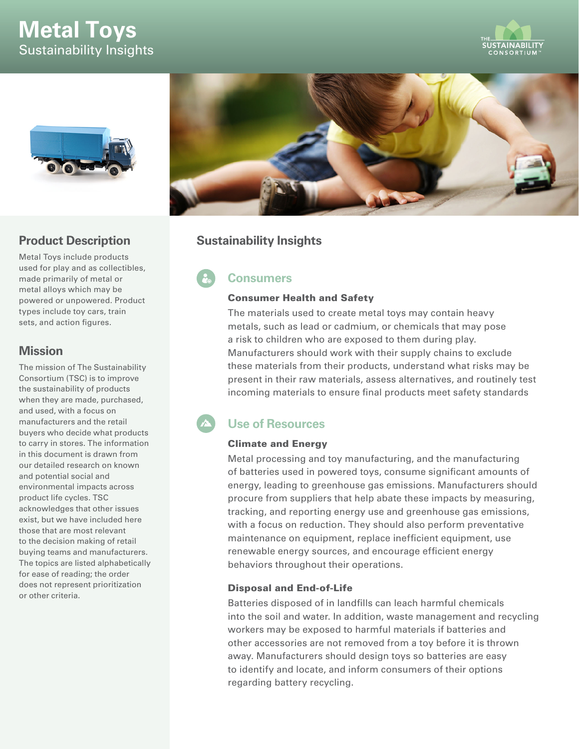# Metal Toys

Sustainability Insights

THE SUSTAINABILITY CONSORTIUM™

## Product Description

Metal Toys include products used for play and as collectibles, made primarily of metal or metal alloys which may be powered or unpowered. Product types include toy cars, train sets, and action figures.

## Mission

The mission of The Sustainability Consortium (TSC) is to improve the sustainability of products when they are made, purchased, and used, with a focus on manufacturers and the retail buyers who decide what products to carry in stores. The information in this document is drawn from our detailed research on known and potential social and environmental impacts across product life cycles. TSC acknowledges that other issues exist, but we have included here those that are most relevant to the decision making of retail buying teams and manufacturers. The topics are listed alphabetically for ease of reading; the order does not represent prioritization or other criteria.

## Sustainability Insights

### Consumers

#### Consumer Health and Safety

The materials used to create metal toys may contain heavy metals, such as lead or cadmium, or chemicals that may pose a risk to children who are exposed to them during play. Manufacturers should work with their supply chains to exclude these materials from their products, understand what risks may be present in their raw materials, assess alternatives, and routinely test incoming materials to ensure final products meet safety standards

### Use of Resources

#### Climate and Energy

Metal processing and toy manufacturing, and the manufacturing of batteries used in powered toys, consume significant amounts of energy, leading to greenhouse gas emissions. Manufacturers should procure from suppliers that help abate these impacts by measuring, tracking, and reporting energy use and greenhouse gas emissions, with a focus on reduction. They should also perform preventative maintenance on equipment, replace inefficient equipment, use renewable energy sources, and encourage efficient energy behaviors throughout their operations.

#### Disposal and End-of-Life

Batteries disposed of in landfills can leach harmful chemicals into the soil and water. In addition, waste management and recycling workers may be exposed to harmful materials if batteries and other accessories are not removed from a toy before it is thrown away. Manufacturers should design toys so batteries are easy to identify and locate, and inform consumers of their options regarding battery recycling.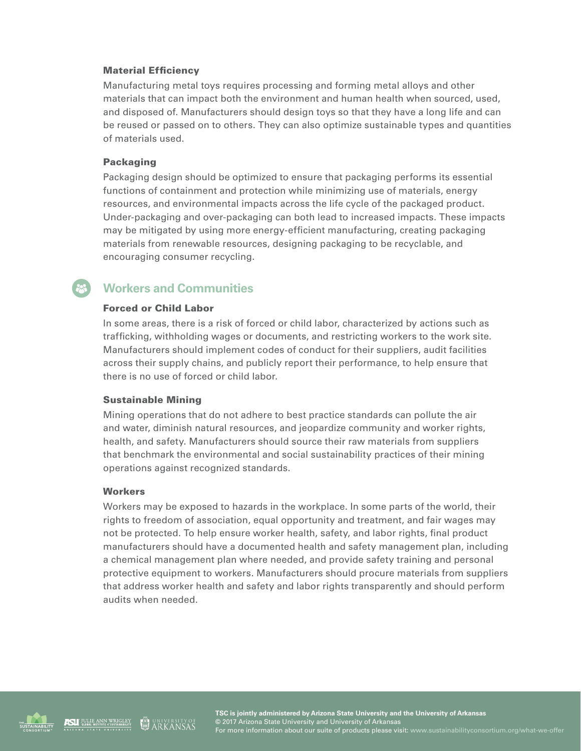### Material Efficiency

Manufacturing metal toys requires processing and forming metal alloys and other materials that can impact both the environment and human health when sourced, used, and disposed of. Manufacturers should design toys so that they have a long life and can be reused or passed on to others. They can also optimize sustainable types and quantities of materials used.

### Packaging

Packaging design should be optimized to ensure that packaging performs its essential functions of containment and protection while minimizing use of materials, energy resources, and environmental impacts across the life cycle of the packaged product. Under-packaging and over-packaging can both lead to increased impacts. These impacts may be mitigated by using more energy-efficient manufacturing, creating packaging materials from renewable resources, designing packaging to be recyclable, and encouraging consumer recycling.

## Workers and Communities

### Forced or Child Labor

In some areas, there is a risk of forced or child labor, characterized by actions such as trafficking, withholding wages or documents, and restricting workers to the work site. Manufacturers should implement codes of conduct for their suppliers, audit facilities across their supply chains, and publicly report their performance, to help ensure that there is no use of forced or child labor.

### Sustainable Mining

Mining operations that do not adhere to best practice standards can pollute the air and water, diminish natural resources, and jeopardize community and worker rights, health, and safety. Manufacturers should source their raw materials from suppliers that benchmark the environmental and social sustainability practices of their mining operations against recognized standards.

### Workers

Workers may be exposed to hazards in the workplace. In some parts of the world, their rights to freedom of association, equal opportunity and treatment, and fair wages may not be protected. To help ensure worker health, safety, and labor rights, final product manufacturers should have a documented health and safety management plan, including a chemical management plan where needed, and provide safety training and personal protective equipment to workers. Manufacturers should procure materials from suppliers that address worker health and safety and labor rights transparently and should perform audits when needed.

**TSC is jointly administered by Arizona State University and the University of Arkansas**
© 2017 Arizona State University and University of Arkansas
For more information about our suite of products please visit: www.sustainabilityconsortium.org/what-we-offer